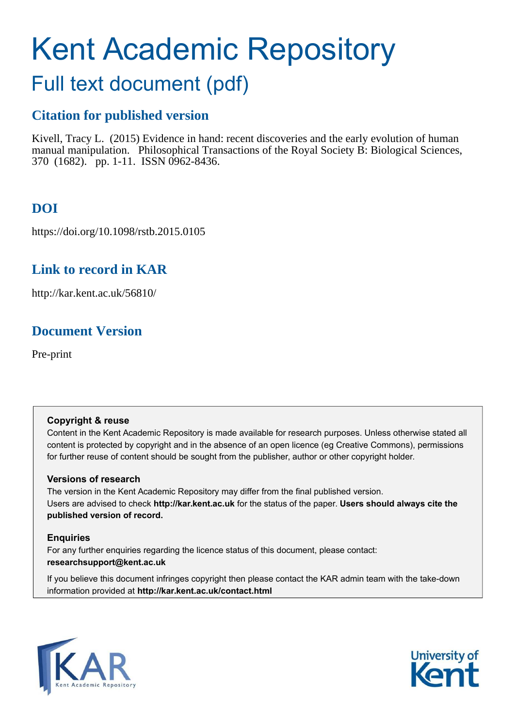# Kent Academic Repository

## Full text document (pdf)

### Citation for published version

Kivell, Tracy L. (2015) Evidence in hand: recent discoveries and the early evolution of human manual manipulation. Philosophical Transactions of the Royal Society B: Biological Sciences, 370 (1682). pp. 1-11. ISSN 0962-8436.

### DOI

https://doi.org/10.1098/rstb.2015.0105

### Link to record in KAR

http://kar.kent.ac.uk/56810/

### Document Version

Pre-print

**Copyright & reuse**

Content in the Kent Academic Repository is made available for research purposes. Unless otherwise stated all content is protected by copyright and in the absence of an open licence (eg Creative Commons), permissions for further reuse of content should be sought from the publisher, author or other copyright holder.

**Versions of research**

The version in the Kent Academic Repository may differ from the final published version. Users are advised to check **http://kar.kent.ac.uk** for the status of the paper. **Users should always cite the published version of record.**

**Enquiries**

For any further enquiries regarding the licence status of this document, please contact: **researchsupport@kent.ac.uk**

If you believe this document infringes copyright then please contact the KAR admin team with the take-down information provided at **http://kar.kent.ac.uk/contact.html**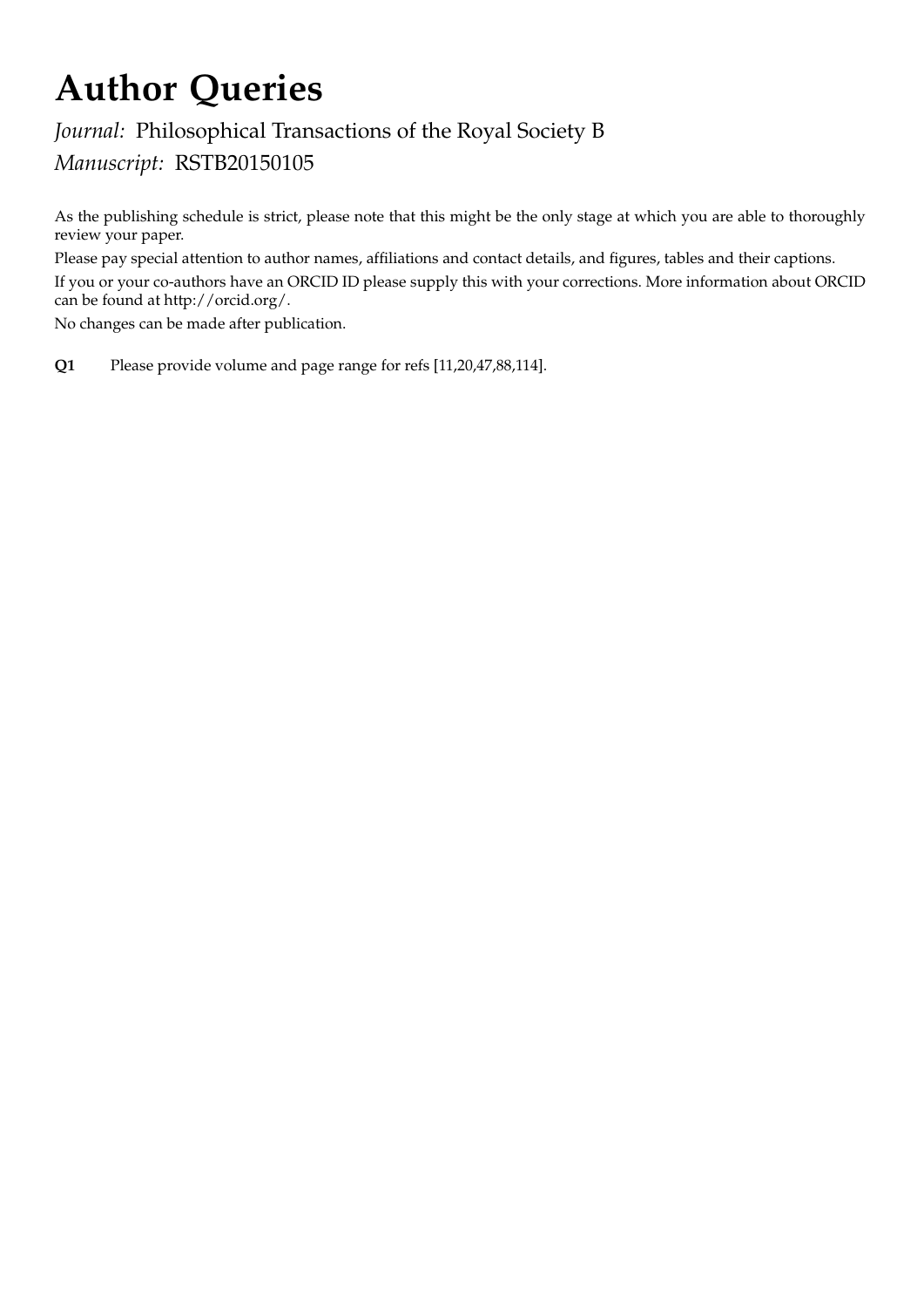# Author Queries

*Journal:* Philosophical Transactions of the Royal Society B

*Manuscript:* RSTB20150105

As the publishing schedule is strict, please note that this might be the only stage at which you are able to thoroughly review your paper.

Please pay special attention to author names, affiliations and contact details, and figures, tables and their captions.

If you or your co-authors have an ORCID ID please supply this with your corrections. More information about ORCID can be found at http://orcid.org/.

No changes can be made after publication.

**Q1** Please provide volume and page range for refs [11,20,47,88,114].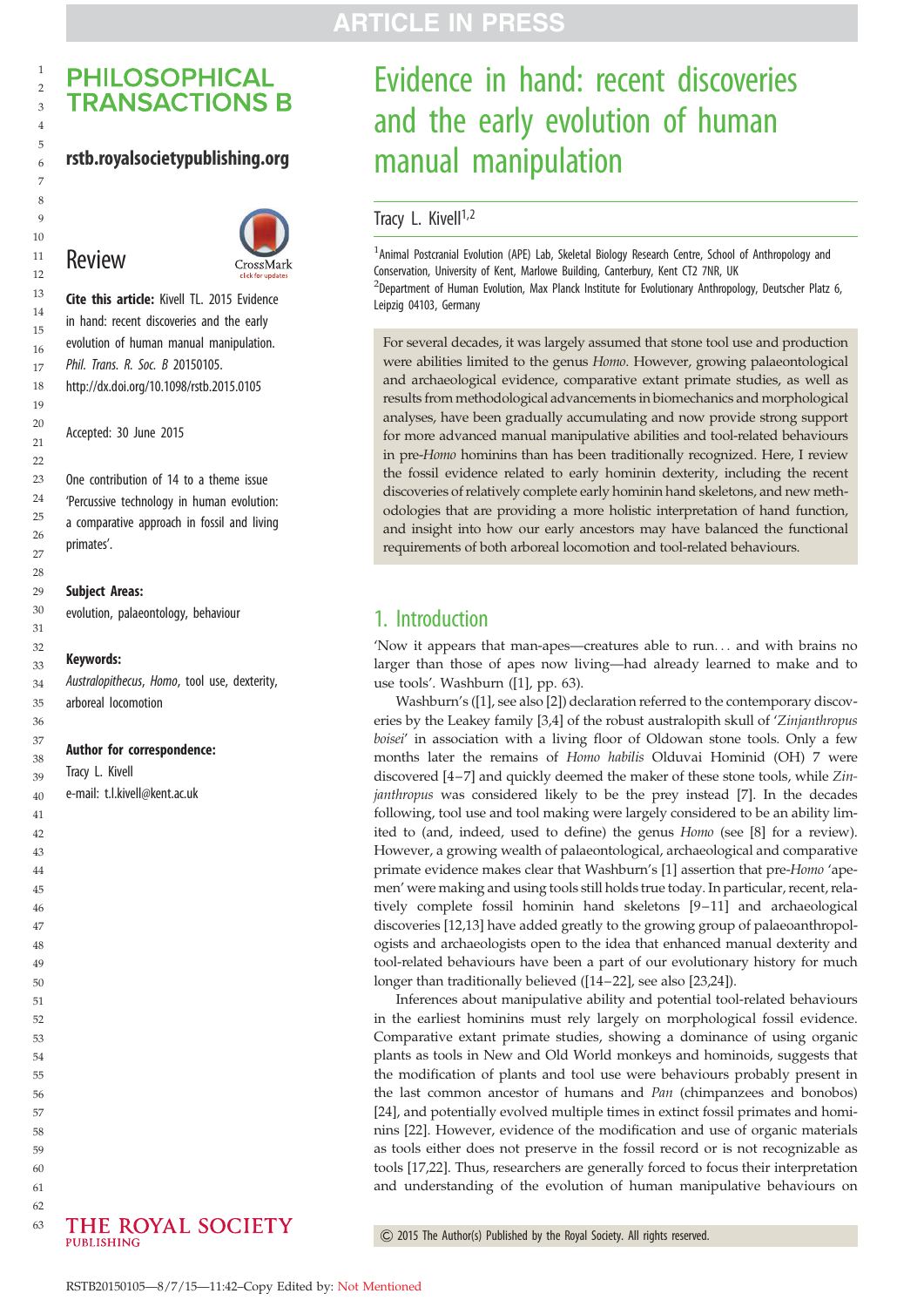# PHILOSOPHICAL TRANSACTIONS B

rstb.royalsocietypublishing.org

## Review

**Cite this article:** Kivell TL. 2015 Evidence in hand: recent discoveries and the early evolution of human manual manipulation. *Phil. Trans. R. Soc. B* 20150105. http://dx.doi.org/10.1098/rstb.2015.0105

Accepted: 30 June 2015

One contribution of 14 to a theme issue 'Percussive technology in human evolution: a comparative approach in fossil and living primates'.

**Subject Areas:**

evolution, palaeontology, behaviour

**Keywords:**

*Australopithecus*, *Homo*, tool use, dexterity, arboreal locomotion

**Author for correspondence:**

Tracy L. Kivell

e-mail: t.l.kivell@kent.ac.uk

# Evidence in hand: recent discoveries and the early evolution of human manual manipulation

Tracy L. Kivell[1,2]

[1]Animal Postcranial Evolution (APE) Lab, Skeletal Biology Research Centre, School of Anthropology and Conservation, University of Kent, Marlowe Building, Canterbury, Kent CT2 7NR, UK

[2]Department of Human Evolution, Max Planck Institute for Evolutionary Anthropology, Deutscher Platz 6, Leipzig 04103, Germany

For several decades, it was largely assumed that stone tool use and production were abilities limited to the genus *Homo*. However, growing palaeontological and archaeological evidence, comparative extant primate studies, as well as results from methodological advancements in biomechanics and morphological analyses, have been gradually accumulating and now provide strong support for more advanced manual manipulative abilities and tool-related behaviours in pre-*Homo* hominins than has been traditionally recognized. Here, I review the fossil evidence related to early hominin dexterity, including the recent discoveries of relatively complete early hominin hand skeletons, and new methodologies that are providing a more holistic interpretation of hand function, and insight into how our early ancestors may have balanced the functional requirements of both arboreal locomotion and tool-related behaviours.

## 1. Introduction

'Now it appears that man-apes—creatures able to run... and with brains no larger than those of apes now living—had already learned to make and to use tools'. Washburn ([1], pp. 63).

Washburn's ([1], see also [2]) declaration referred to the contemporary discoveries by the Leakey family [3,4] of the robust australopith skull of '*Zinjanthropus boisei*' in association with a living floor of Oldowan stone tools. Only a few months later the remains of *Homo habilis* Olduvai Hominid (OH) 7 were discovered [4–7] and quickly deemed the maker of these stone tools, while *Zinjanthropus* was considered likely to be the prey instead [7]. In the decades following, tool use and tool making were largely considered to be an ability limited to (and, indeed, used to define) the genus *Homo* (see [8] for a review). However, a growing wealth of palaeontological, archaeological and comparative primate evidence makes clear that Washburn's [1] assertion that pre-*Homo* 'ape-men' were making and using tools still holds true today. In particular, recent, relatively complete fossil hominin hand skeletons [9–11] and archaeological discoveries [12,13] have added greatly to the growing group of palaeoanthropologists and archaeologists open to the idea that enhanced manual dexterity and tool-related behaviours have been a part of our evolutionary history for much longer than traditionally believed ([14–22], see also [23,24]).

Inferences about manipulative ability and potential tool-related behaviours in the earliest hominins must rely largely on morphological fossil evidence. Comparative extant primate studies, showing a dominance of using organic plants as tools in New and Old World monkeys and hominoids, suggests that the modification of plants and tool use were behaviours probably present in the last common ancestor of humans and *Pan* (chimpanzees and bonobos) [24], and potentially evolved multiple times in extinct fossil primates and hominins [22]. However, evidence of the modification and use of organic materials as tools either does not preserve in the fossil record or is not recognizable as tools [17,22]. Thus, researchers are generally forced to focus their interpretation and understanding of the evolution of human manipulative behaviours on

© 2015 The Author(s) Published by the Royal Society. All rights reserved.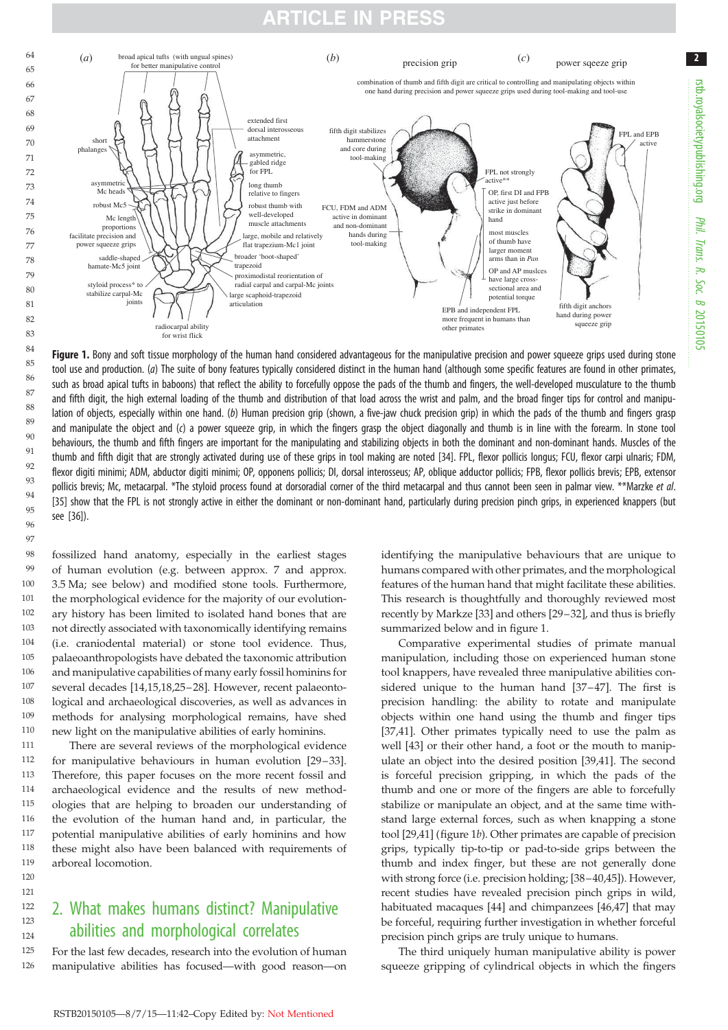**Figure 1.** Bony and soft tissue morphology of the human hand considered advantageous for the manipulative precision and power squeeze grips used during stone tool use and production. (*a*) The suite of bony features typically considered distinct in the human hand (although some specific features are found in other primates, such as broad apical tufts in baboons) that reflect the ability to forcefully oppose the pads of the thumb and fingers, the well-developed musculature to the thumb and fifth digit, the high external loading of the thumb and distribution of that load across the wrist and palm, and the broad finger tips for control and manipulation of objects, especially within one hand. (*b*) Human precision grip (shown, a five-jaw chuck precision grip) in which the pads of the thumb and fingers grasp and manipulate the object and (*c*) a power squeeze grip, in which the fingers grasp the object diagonally and thumb is in line with the forearm. In stone tool behaviours, the thumb and fifth fingers are important for the manipulating and stabilizing objects in both the dominant and non-dominant hands. Muscles of the thumb and fifth digit that are strongly activated during use of these grips in tool making are noted [34]. FPL, flexor pollicis longus; FCU, flexor carpi ulnaris; FDM, flexor digiti minimi; ADM, abductor digiti minimi; OP, opponens pollicis; DI, dorsal interosseus; AP, oblique adductor pollicis; FPB, flexor pollicis brevis; EPB, extensor pollicis brevis; Mc, metacarpal. *The styloid process found at dorsoradial corner of the third metacarpal and thus cannot been seen in palmar view. **Marzke *et al.* [35] show that the FPL is not strongly active in either the dominant or non-dominant hand, particularly during precision pinch grips, in experienced knappers (but see [36]).

fossilized hand anatomy, especially in the earliest stages of human evolution (e.g. between approx. 7 and approx. 3.5 Ma; see below) and modified stone tools. Furthermore, the morphological evidence for the majority of our evolutionary history has been limited to isolated hand bones that are not directly associated with taxonomically identifying remains (i.e. craniodental material) or stone tool evidence. Thus, palaeoanthropologists have debated the taxonomic attribution and manipulative capabilities of many early fossil hominins for several decades [14,15,18,25–28]. However, recent palaeontological and archaeological discoveries, as well as advances in methods for analysing morphological remains, have shed new light on the manipulative abilities of early hominins.

There are several reviews of the morphological evidence for manipulative behaviours in human evolution [29–33]. Therefore, this paper focuses on the more recent fossil and archaeological evidence and the results of new methodologies that are helping to broaden our understanding of the evolution of the human hand and, in particular, the potential manipulative abilities of early hominins and how these might also have been balanced with requirements of arboreal locomotion.

## 2. What makes humans distinct? Manipulative abilities and morphological correlates

For the last few decades, research into the evolution of human manipulative abilities has focused—with good reason—on identifying the manipulative behaviours that are unique to humans compared with other primates, and the morphological features of the human hand that might facilitate these abilities. This research is thoughtfully and thoroughly reviewed most recently by Markze [33] and others [29–32], and thus is briefly summarized below and in figure 1.

Comparative experimental studies of primate manual manipulation, including those on experienced human stone tool knappers, have revealed three manipulative abilities considered unique to the human hand [37–47]. The first is precision handling: the ability to rotate and manipulate objects within one hand using the thumb and finger tips [37,41]. Other primates typically need to use the palm as well [43] or their other hand, a foot or the mouth to manipulate an object into the desired position [39,41]. The second is forceful precision gripping, in which the pads of the thumb and one or more of the fingers are able to forcefully stabilize or manipulate an object, and at the same time withstand large external forces, such as when knapping a stone tool [29,41] (figure 1*b*). Other primates are capable of precision grips, typically tip-to-tip or pad-to-side grips between the thumb and index finger, but these are not generally done with strong force (i.e. precision holding; [38–40,45]). However, recent studies have revealed precision pinch grips in wild, habituated macaques [44] and chimpanzees [46,47] that may be forceful, requiring further investigation in whether forceful precision pinch grips are truly unique to humans.

The third uniquely human manipulative ability is power squeeze gripping of cylindrical objects in which the fingers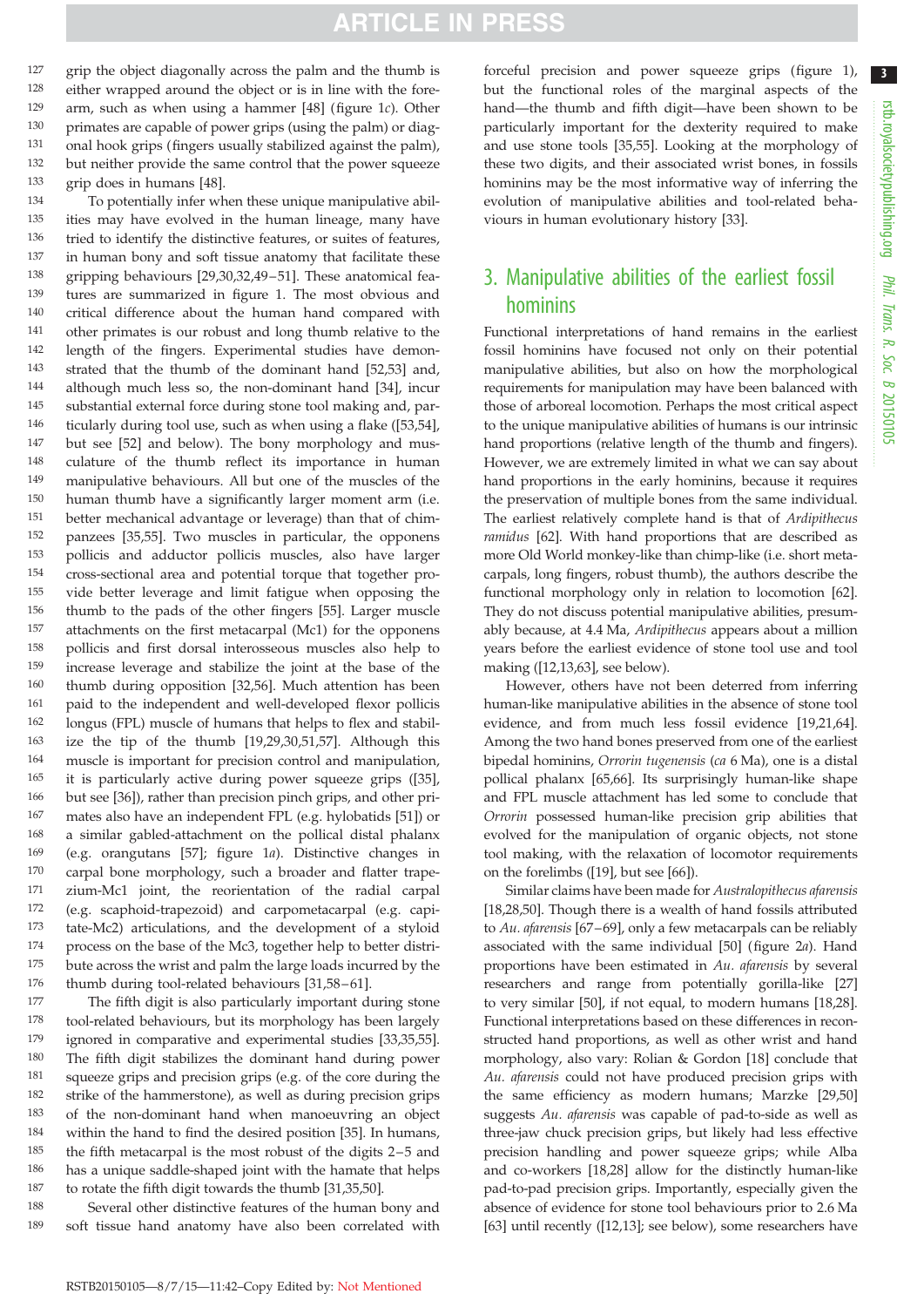grip the object diagonally across the palm and the thumb is either wrapped around the object or is in line with the forearm, such as when using a hammer [48] (figure 1*c*). Other primates are capable of power grips (using the palm) or diagonal hook grips (fingers usually stabilized against the palm), but neither provide the same control that the power squeeze grip does in humans [48].

To potentially infer when these unique manipulative abilities may have evolved in the human lineage, many have tried to identify the distinctive features, or suites of features, in human bony and soft tissue anatomy that facilitate these gripping behaviours [29,30,32,49–51]. These anatomical features are summarized in figure 1. The most obvious and critical difference about the human hand compared with other primates is our robust and long thumb relative to the length of the fingers. Experimental studies have demonstrated that the thumb of the dominant hand [52,53] and, although much less so, the non-dominant hand [34], incur substantial external force during stone tool making and, particularly during tool use, such as when using a flake ([53,54], but see [52] and below). The bony morphology and musculature of the thumb reflect its importance in human manipulative behaviours. All but one of the muscles of the human thumb have a significantly larger moment arm (i.e. better mechanical advantage or leverage) than that of chimpanzees [35,55]. Two muscles in particular, the opponens pollicis and adductor pollicis muscles, also have larger cross-sectional area and potential torque that together provide better leverage and limit fatigue when opposing the thumb to the pads of the other fingers [55]. Larger muscle attachments on the first metacarpal (Mc1) for the opponens pollicis and first dorsal interosseous muscles also help to increase leverage and stabilize the joint at the base of the thumb during opposition [32,56]. Much attention has been paid to the independent and well-developed flexor pollicis longus (FPL) muscle of humans that helps to flex and stabilize the tip of the thumb [19,29,30,51,57]. Although this muscle is important for precision control and manipulation, it is particularly active during power squeeze grips ([35], but see [36]), rather than precision pinch grips, and other primates also have an independent FPL (e.g. hylobatids [51]) or a similar gabled-attachment on the pollical distal phalanx (e.g. orangutans [57]; figure 1*a*). Distinctive changes in carpal bone morphology, such a broader and flatter trapezium-Mc1 joint, the reorientation of the radial carpal (e.g. scaphoid-trapezoid) and carpometacarpal (e.g. capitate-Mc2) articulations, and the development of a styloid process on the base of the Mc3, together help to better distribute across the wrist and palm the large loads incurred by the thumb during tool-related behaviours [31,58–61].

The fifth digit is also particularly important during stone tool-related behaviours, but its morphology has been largely ignored in comparative and experimental studies [33,35,55]. The fifth digit stabilizes the dominant hand during power squeeze grips and precision grips (e.g. of the core during the strike of the hammerstone), as well as during precision grips of the non-dominant hand when manoeuvring an object within the hand to find the desired position [35]. In humans, the fifth metacarpal is the most robust of the digits 2–5 and has a unique saddle-shaped joint with the hamate that helps to rotate the fifth digit towards the thumb [31,35,50].

Several other distinctive features of the human bony and soft tissue hand anatomy have also been correlated with forceful precision and power squeeze grips (figure 1), but the functional roles of the marginal aspects of the hand—the thumb and fifth digit—have been shown to be particularly important for the dexterity required to make and use stone tools [35,55]. Looking at the morphology of these two digits, and their associated wrist bones, in fossils hominins may be the most informative way of inferring the evolution of manipulative abilities and tool-related behaviours in human evolutionary history [33].

## 3. Manipulative abilities of the earliest fossil hominins

Functional interpretations of hand remains in the earliest fossil hominins have focused not only on their potential manipulative abilities, but also on how the morphological requirements for manipulation may have been balanced with those of arboreal locomotion. Perhaps the most critical aspect to the unique manipulative abilities of humans is our intrinsic hand proportions (relative length of the thumb and fingers). However, we are extremely limited in what we can say about hand proportions in the early hominins, because it requires the preservation of multiple bones from the same individual. The relatively complete hand is that of *Ardipithecus ramidus* [62]. With hand proportions that are described as more Old World monkey-like than chimp-like (i.e. short metacarpals, long fingers, robust thumb), the authors describe the functional morphology only in relation to locomotion [62]. They do not discuss potential manipulative abilities, presumably because, at 4.4 Ma, *Ardipithecus* appears about a million years before the earliest evidence of stone tool use and tool making ([12,13,63], see below).

However, others have not been deterred from inferring human-like manipulative abilities in the absence of stone tool evidence, and from much less fossil evidence [19,21,64]. Among the two hand bones preserved from one of the earliest bipedal hominins, *Orrorin tugenensis* (*ca* 6 Ma), one is a distal pollical phalanx [65,66]. Its surprisingly human-like shape and FPL muscle attachment has led some to conclude that *Orrorin* possessed human-like precision grip abilities that evolved for the manipulation of organic objects, not stone tool making, with the relaxation of locomotor requirements on the forelimbs ([19], but see [66]).

Similar claims have been made for *Australopithecus afarensis* [18,28,50]. Though there is a wealth of hand fossils attributed to *Au. afarensis* [67–69], only a few metacarpals can be reliably associated with the same individual [50] (figure 2*a*). Hand proportions have been estimated in *Au. afarensis* by several researchers and range from potentially gorilla-like [27] to very similar [50], if not equal, to modern humans [18,28]. Functional interpretations based on these differences in reconstructed hand proportions, as well as other wrist and hand morphology, also vary: Rolian & Gordon [18] conclude that *Au. afarensis* could not have produced precision grips with the same efficiency as modern humans; Marzke [29,50] suggests *Au. afarensis* was capable of pad-to-side as well as three-jaw chuck precision grips, but likely had less effective precision handling and power squeeze grips; while Alba and co-workers [18,28] allow for the distinctly human-like pad-to-pad precision grips. Importantly, especially given the absence of evidence for stone tool behaviours prior to 2.6 Ma [63] until recently ([12,13]; see below), some researchers have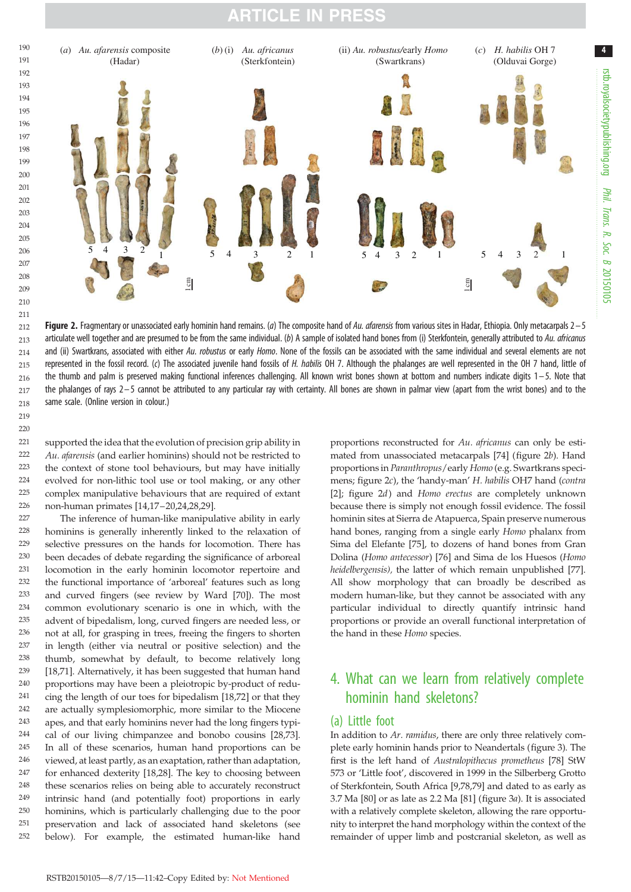**Figure 2.** Fragmentary or unassociated early hominin hand remains. (*a*) The composite hand of *Au. afarensis* from various sites in Hadar, Ethiopia. Only metacarpals 2–5 articulate well together and are presumed to be from the same individual. (*b*) A sample of isolated hand bones from (i) Sterkfontein, generally attributed to *Au. africanus* and (ii) Swartkrans, associated with either *Au. robustus* or early *Homo*. None of the fossils can be associated with the same individual and several elements are not represented in the fossil record. (*c*) The associated juvenile hand fossils of *H. habilis* OH 7. Although the phalanges are well represented in the OH 7 hand, little of the thumb and palm is preserved making functional inferences challenging. All known wrist bones shown at bottom and numbers indicate digits 1–5. Note that the phalanges of rays 2–5 cannot be attributed to any particular ray with certainty. All bones are shown in palmar view (apart from the wrist bones) and to the same scale. (Online version in colour.)

supported the idea that the evolution of precision grip ability in *Au. afarensis* (and earlier hominins) should not be restricted to the context of stone tool behaviours, but may have initially evolved for non-lithic tool use or tool making, or any other complex manipulative behaviours that are required of extant non-human primates [14,17–20,24,28,29].

The inference of human-like manipulative ability in early hominins is generally inherently linked to the relaxation of selective pressures on the hands for locomotion. There has been decades of debate regarding the significance of arboreal locomotion in the early hominin locomotor repertoire and the functional importance of 'arboreal' features such as long and curved fingers (see review by Ward [70]). The most common evolutionary scenario is one in which, with the advent of bipedalism, long, curved fingers are needed less, or not at all, for grasping in trees, freeing the fingers to shorten in length (either via neutral or positive selection) and the thumb, somewhat by default, to become relatively long [18,71]. Alternatively, it has been suggested that human hand proportions may have been a pleiotropic by-product of reducing the length of our toes for bipedalism [18,72] or that they are actually symplesiomorphic, more similar to the Miocene apes, and that early hominins never had the long fingers typical of our living chimpanzee and bonobo cousins [28,73]. In all of these scenarios, human hand proportions can be viewed, at least partly, as an exaptation, rather than adaptation, for enhanced dexterity [18,28]. The key to choosing between these scenarios relies on being able to accurately reconstruct intrinsic hand (and potentially foot) proportions in early hominins, which is particularly challenging due to the poor preservation and lack of associated hand skeletons (see below). For example, the estimated human-like hand proportions reconstructed for *Au. africanus* can only be estimated from unassociated metacarpals [74] (figure 2*b*). Hand proportions in *Paranthropus*/early *Homo* (e.g. Swartkrans specimens; figure 2*c*), the 'handy-man' *H. habilis* OH7 hand (*contra* [2]; figure 2*d*) and *Homo erectus* are completely unknown because there is simply not enough fossil evidence. The fossil hominin sites at Sierra de Atapuerca, Spain preserve numerous hand bones, ranging from a single early *Homo* phalanx from Sima del Elefante [75], to dozens of hand bones from Gran Dolina (*Homo antecessor*) [76] and Sima de los Huesos (*Homo heidelbergensis*), the latter of which remain unpublished [77]. All show morphology that can broadly be described as modern human-like, but they cannot be associated with any particular individual to directly quantify intrinsic hand proportions or provide an overall functional interpretation of the hand in these *Homo* species.

## 4. What can we learn from relatively complete hominin hand skeletons?

### (a) Little foot

In addition to *Ar. ramidus*, there are only three relatively complete early hominin hands prior to Neandertals (figure 3). The first is the left hand of *Australopithecus prometheus* [78] StW 573 or 'Little foot', discovered in 1999 in the Silberberg Grotto of Sterkfontein, South Africa [9,78,79] and dated to as early as 3.7 Ma [80] or as late as 2.2 Ma [81] (figure 3*a*). It is associated with a relatively complete skeleton, allowing the rare opportunity to interpret the hand morphology within the context of the remainder of upper limb and postcranial skeleton, as well as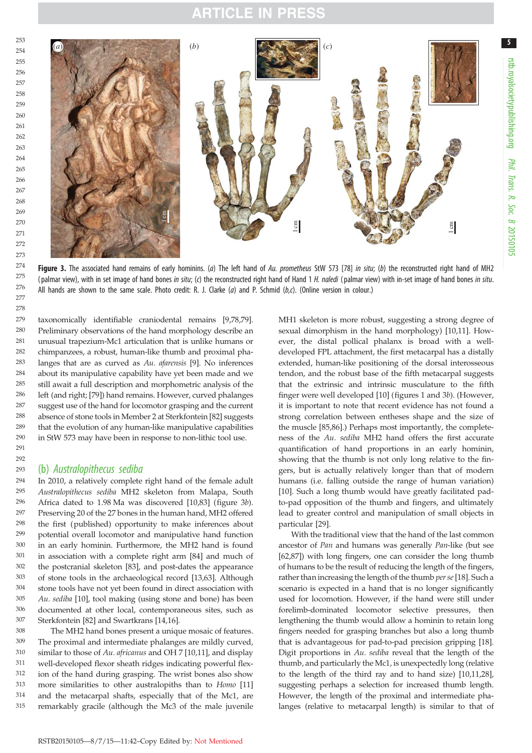Figure 3. The associated hand remains of early hominins. (*a*) The left hand of *Au. prometheus* StW 573 [78] *in situ*; (*b*) the reconstructed right hand of MH2 (palmar view), with in set image of hand bones *in situ*; (*c*) the reconstructed right hand of Hand 1 *H. naledi* (palmar view) with in-set image of hand bones *in situ*. All hands are shown to the same scale. Photo credit: R. J. Clarke (*a*) and P. Schmid (*b*,*c*). (Online version in colour.)

taxonomically identifiable craniodental remains [9,78,79]. Preliminary observations of the hand morphology describe an unusual trapezium-Mc1 articulation that is unlike humans or chimpanzees, a robust, human-like thumb and proximal phalanges that are as curved as *Au. afarensis* [9]. No inferences about its manipulative capability have yet been made and we still await a full description and morphometric analysis of the left (and right; [79]) hand remains. However, curved phalanges suggest use of the hand for locomotor grasping and the current absence of stone tools in Member 2 at Sterkfontein [82] suggests that the evolution of any human-like manipulative capabilities in StW 573 may have been in response to non-lithic tool use.

## (b) *Australopithecus sediba*

In 2010, a relatively complete right hand of the female adult *Australopithecus sediba* MH2 skeleton from Malapa, South Africa dated to 1.98 Ma was discovered [10,83] (figure 3*b*). Preserving 20 of the 27 bones in the human hand, MH2 offered the first (published) opportunity to make inferences about potential overall locomotor and manipulative hand function in an early hominin. Furthermore, the MH2 hand is found in association with a complete right arm [84] and much of the postcranial skeleton [83], and post-dates the appearance of stone tools in the archaeological record [13,63]. Although stone tools have not yet been found in direct association with *Au. sediba* [10], tool making (using stone and bone) has been documented at other local, contemporaneous sites, such as Sterkfontein [82] and Swartkrans [14,16].

The MH2 hand bones present a unique mosaic of features. The proximal and intermediate phalanges are mildly curved, similar to those of *Au. africanus* and OH 7 [10,11], and display well-developed flexor sheath ridges indicating powerful flexion of the hand during grasping. The wrist bones also show more similarities to other australopiths than to *Homo* [11] and the metacarpal shafts, especially that of the Mc1, are remarkably gracile (although the Mc3 of the male juvenile MH1 skeleton is more robust, suggesting a strong degree of sexual dimorphism in the hand morphology) [10,11]. However, the distal pollical phalanx is broad with a well-developed FPL attachment, the first metacarpal has a distally extended, human-like positioning of the dorsal interosseous tendon, and the robust base of the fifth metacarpal suggests that the extrinsic and intrinsic musculature to the fifth finger were well developed [10] (figures 1 and 3*b*). (However, it is important to note that recent evidence has not found a strong correlation between entheses shape and the size of the muscle [85,86].) Perhaps most importantly, the completeness of the *Au. sediba* MH2 hand offers the first accurate quantification of hand proportions in an early hominin, showing that the thumb is not only long relative to the fingers, but is actually relatively longer than that of modern humans (i.e. falling outside the range of human variation) [10]. Such a long thumb would have greatly facilitated pad-to-pad opposition of the thumb and fingers, and ultimately lead to greater control and manipulation of small objects in particular [29].

With the traditional view that the hand of the last common ancestor of *Pan* and humans was generally *Pan*-like (but see [62,87]) with long fingers, one can consider the long thumb of humans to be the result of reducing the length of the fingers, rather than increasing the length of the thumb *per se* [18]. Such a scenario is expected in a hand that is no longer significantly used for locomotion. However, if the hand were still under forelimb-dominated locomotor selective pressures, then lengthening the thumb would allow a hominin to retain long fingers needed for grasping branches but also a long thumb that is advantageous for pad-to-pad precision gripping [18]. Digit proportions in *Au. sediba* reveal that the length of the thumb, and particularly the Mc1, is unexpectedly long (relative to the length of the third ray and to hand size) [10,11,28], suggesting perhaps a selection for increased thumb length. However, the length of the proximal and intermediate phalanges (relative to metacarpal length) is similar to that of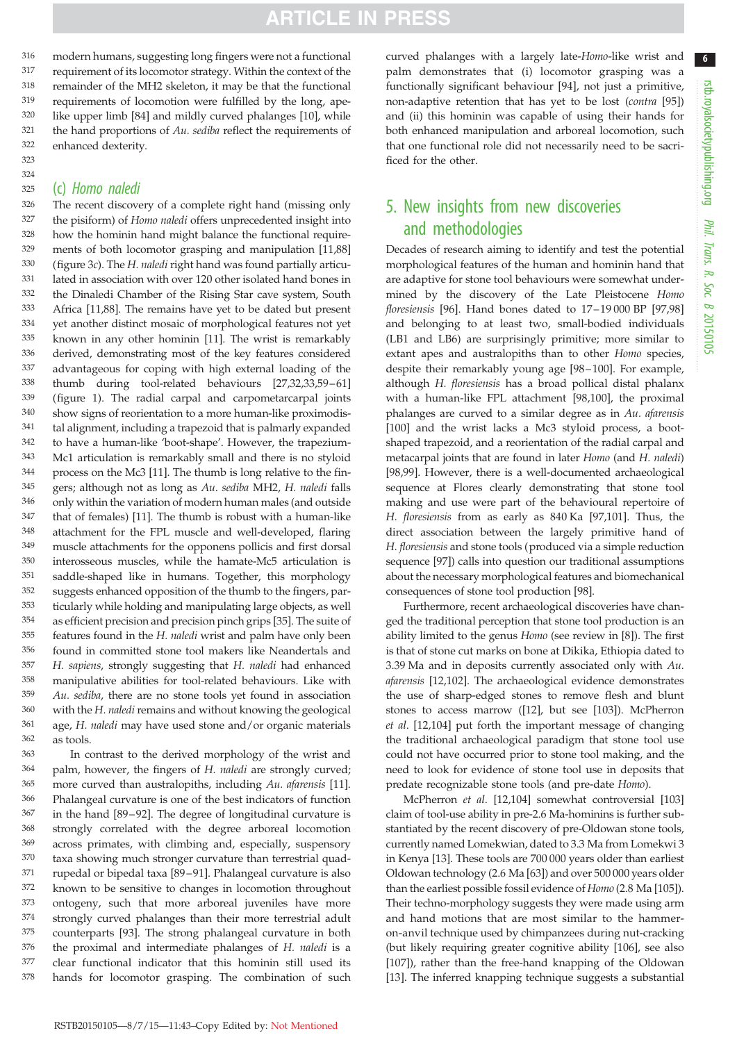modern humans, suggesting long fingers were not a functional requirement of its locomotor strategy. Within the context of the remainder of the MH2 skeleton, it may be that the functional requirements of locomotion were fulfilled by the long, ape-like upper limb [84] and mildly curved phalanges [10], while the hand proportions of *Au. sediba* reflect the requirements of enhanced dexterity.

### (c) *Homo naledi*

The recent discovery of a complete right hand (missing only the pisiform) of *Homo naledi* offers unprecedented insight into how the hominin hand might balance the functional requirements of both locomotor grasping and manipulation [11,88] (figure 3*c*). The *H. naledi* right hand was found partially articulated in association with over 120 other isolated hand bones in the Dinaledi Chamber of the Rising Star cave system, South Africa [11,88]. The remains have yet to be dated but present yet another distinct mosaic of morphological features not yet known in any other hominin [11]. The wrist is remarkably derived, demonstrating most of the key features considered advantageous for coping with high external loading of the thumb during tool-related behaviours [27,32,33,59–61] (figure 1). The radial carpal and carpometacarpal joints show signs of reorientation to a more human-like proximodistal alignment, including a trapezoid that is palmarly expanded to have a human-like 'boot-shape'. However, the trapezium-Mc1 articulation is remarkably small and there is no styloid process on the Mc3 [11]. The thumb is long relative to the fingers; although not as long as *Au. sediba* MH2, *H. naledi* falls only within the variation of modern human males (and outside that of females) [11]. The thumb is robust with a human-like attachment for the FPL muscle and well-developed, flaring muscle attachments for the opponens pollicis and first dorsal interosseous muscles, while the hamate-Mc5 articulation is saddle-shaped like in humans. Together, this morphology suggests enhanced opposition of the thumb to the fingers, particularly while holding and manipulating large objects, as well as efficient precision and precision pinch grips [35]. The suite of features found in the *H. naledi* wrist and palm have only been found in committed stone tool makers like Neandertals and *H. sapiens*, strongly suggesting that *H. naledi* had enhanced manipulative abilities for tool-related behaviours. Like with *Au. sediba*, there are no stone tools yet found in association with the *H. naledi* remains and without knowing the geological age, *H. naledi* may have used stone and/or organic materials as tools.

In contrast to the derived morphology of the wrist and palm, however, the fingers of *H. naledi* are strongly curved; more curved than australopiths, including *Au. afarensis* [11]. Phalangeal curvature is one of the best indicators of function in the hand [89–92]. The degree of longitudinal curvature is strongly correlated with the degree arboreal locomotion across primates, with climbing and, especially, suspensory taxa showing much stronger curvature than terrestrial quadrupedal or bipedal taxa [89–91]. Phalangeal curvature is also known to be sensitive to changes in locomotion throughout ontogeny, such that more arboreal juveniles have more strongly curved phalanges than their more terrestrial adult counterparts [93]. The strong phalangeal curvature in both the proximal and intermediate phalanges of *H. naledi* is a clear functional indicator that this hominin still used its hands for locomotor grasping. The combination of such curved phalanges with a largely late-*Homo*-like wrist and palm demonstrates that (i) locomotor grasping was a functionally significant behaviour [94], not just a primitive, non-adaptive retention that has yet to be lost (*contra* [95]) and (ii) this hominin was capable of using their hands for both enhanced manipulation and arboreal locomotion, such that one functional role did not necessarily need to be sacrificed for the other.

## 5. New insights from new discoveries and methodologies

Decades of research aiming to identify and test the potential morphological features of the human and hominin hand that are adaptive for stone tool behaviours were somewhat undermined by the discovery of the Late Pleistocene *Homo floresiensis* [96]. Hand bones dated to 17–19 000 BP [97,98] and belonging to at least two, small-bodied individuals (LB1 and LB6) are surprisingly primitive; more similar to extant apes and australopiths than to other *Homo* species, despite their remarkably young age [98–100]. For example, although *H. floresiensis* has a broad pollical distal phalanx with a human-like FPL attachment [98,100], the proximal phalanges are curved to a similar degree as in *Au. afarensis* [100] and the wrist lacks a Mc3 styloid process, a boot-shaped trapezoid, and a reorientation of the radial carpal and metacarpal joints that are found in later *Homo* (and *H. naledi*) [98,99]. However, there is a well-documented archaeological sequence at Flores clearly demonstrating that stone tool making and use were part of the behavioural repertoire of *H. floresiensis* from as early as 840 Ka [97,101]. Thus, the direct association between the largely primitive hand of *H. floresiensis* and stone tools (produced via a simple reduction sequence [97]) calls into question our traditional assumptions about the necessary morphological features and biomechanical consequences of stone tool production [98].

Furthermore, recent archaeological discoveries have changed the traditional perception that stone tool production is an ability limited to the genus *Homo* (see review in [8]). The first is that of stone cut marks on bone at Dikika, Ethiopia dated to 3.39 Ma and in deposits currently associated only with *Au. afarensis* [12,102]. The archaeological evidence demonstrates the use of sharp-edged stones to remove flesh and blunt stones to access marrow ([12], but see [103]). McPherron *et al.* [12,104] put forth the important message of changing the traditional archaeological paradigm that stone tool use could not have occurred prior to stone tool making, and the need to look for evidence of stone tool use in deposits that predate recognizable stone tools (and pre-date *Homo*).

McPherron *et al.* [12,104] somewhat controversial [103] claim of tool-use ability in pre-2.6 Ma-hominins is further substantiated by the recent discovery of pre-Oldowan stone tools, currently named Lomekwian, dated to 3.3 Ma from Lomekwi 3 in Kenya [13]. These tools are 700 000 years older than earliest Oldowan technology (2.6 Ma [63]) and over 500 000 years older than the earliest possible fossil evidence of *Homo* (2.8 Ma [105]). Their techno-morphology suggests they were made using arm and hand motions that are most similar to the hammer-on-anvil technique used by chimpanzees during nut-cracking (but likely requiring greater cognitive ability [106], see also [107]), rather than the free-hand knapping of the Oldowan [13]. The inferred knapping technique suggests a substantial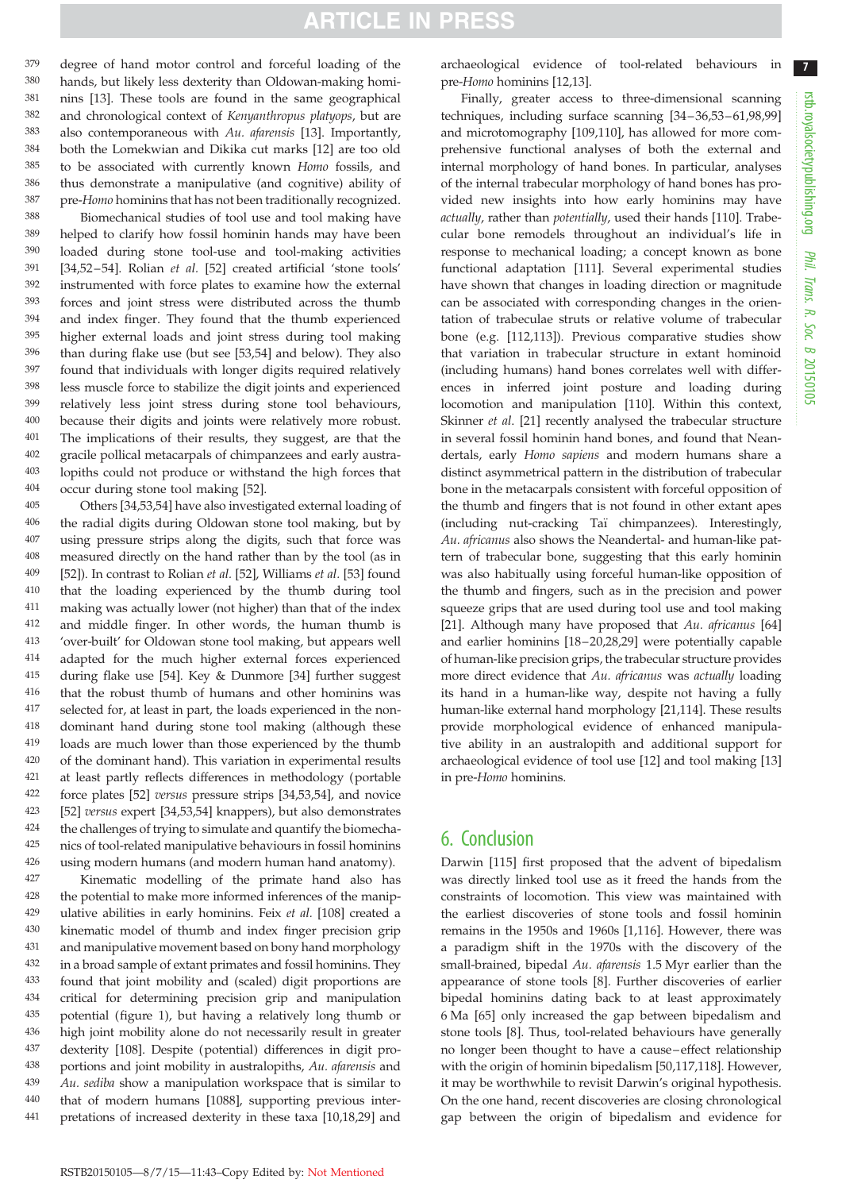degree of hand motor control and forceful loading of the hands, but likely less dexterity than Oldowan-making hominins [13]. These tools are found in the same geographical and chronological context of *Kenyanthropus platyops*, but are also contemporaneous with *Au. afarensis* [13]. Importantly, both the Lomekwian and Dikika cut marks [12] are too old to be associated with currently known *Homo* fossils, and thus demonstrate a manipulative (and cognitive) ability of pre-*Homo* hominins that has not been traditionally recognized.

Biomechanical studies of tool use and tool making have helped to clarify how fossil hominin hands may have been loaded during stone tool-use and tool-making activities [34,52–54]. Rolian *et al.* [52] created artificial 'stone tools' instrumented with force plates to examine how the external forces and joint stress were distributed across the thumb and index finger. They found that the thumb experienced higher external loads and joint stress during tool making than during flake use (but see [53,54] and below). They also found that individuals with longer digits required relatively less muscle force to stabilize the digit joints and experienced relatively less joint stress during stone tool behaviours, because their digits and joints were relatively more robust. The implications of their results, they suggest, are that the gracile pollical metacarpals of chimpanzees and early australopiths could not produce or withstand the high forces that occur during stone tool making [52].

Others [34,53,54] have also investigated external loading of the radial digits during Oldowan stone tool making, but by using pressure strips along the digits, such that force was measured directly on the hand rather than by the tool (as in [52]). In contrast to Rolian *et al.* [52], Williams *et al.* [53] found that the loading experienced by the thumb during tool making was actually lower (not higher) than that of the index and middle finger. In other words, the human thumb is 'over-built' for Oldowan stone tool making, but appears well adapted for the much higher external forces experienced during flake use [54]. Key & Dunmore [34] further suggest that the robust thumb of humans and other hominins was selected for, at least in part, the loads experienced in the non-dominant hand during stone tool making (although these loads are much lower than those experienced by the thumb of the dominant hand). This variation in experimental results at least partly reflects differences in methodology (portable force plates [52] *versus* pressure strips [34,53,54], and novice [52] *versus* expert [34,53,54] knappers), but also demonstrates the challenges of trying to simulate and quantify the biomechanics of tool-related manipulative behaviours in fossil hominins using modern humans (and modern human hand anatomy).

Kinematic modelling of the primate hand also has the potential to make more informed inferences of the manipulative abilities in early hominins. Feix *et al.* [108] created a kinematic model of thumb and index finger precision grip and manipulative movement based on bony hand morphology in a broad sample of extant primates and fossil hominins. They found that joint mobility and (scaled) digit proportions are critical for determining precision grip and manipulation potential (figure 1), but having a relatively long thumb or high joint mobility alone do not necessarily result in greater dexterity [108]. Despite (potential) differences in digit proportions and joint mobility in australopiths, *Au. afarensis* and *Au. sediba* show a manipulation workspace that is similar to that of modern humans [1088], supporting previous interpretations of increased dexterity in these taxa [10,18,29] and archaeological evidence of tool-related behaviours in pre-*Homo* hominins [12,13].

Finally, greater access to three-dimensional scanning techniques, including surface scanning [34–36,53–61,98,99] and microtomography [109,110], has allowed for more comprehensive functional analyses of both the external and internal morphology of hand bones. In particular, analyses of the internal trabecular morphology of hand bones has provided new insights into how early hominins may have *actually*, rather than *potentially*, used their hands [110]. Trabecular bone remodels throughout an individual's life in response to mechanical loading; a concept known as bone functional adaptation [111]. Several experimental studies have shown that changes in loading direction or magnitude can be associated with corresponding changes in the orientation of trabeculae struts or relative volume of trabecular bone (e.g. [112,113]). Previous comparative studies show that variation in trabecular structure in extant hominoid (including humans) hand bones correlates well with differences in inferred joint posture and loading during locomotion and manipulation [110]. Within this context, Skinner *et al.* [21] recently analysed the trabecular structure in several fossil hominin hand bones, and found that Neandertals, early *Homo sapiens* and modern humans share a distinct asymmetrical pattern in the distribution of trabecular bone in the metacarpals consistent with forceful opposition of the thumb and fingers that is not found in other extant apes (including nut-cracking Taï chimpanzees). Interestingly, *Au. africanus* also shows the Neandertal- and human-like pattern of trabecular bone, suggesting that this early hominin was also habitually using forceful human-like opposition of the thumb and fingers, such as in the precision and power squeeze grips that are used during tool use and tool making [21]. Although many have proposed that *Au. africanus* [64] and earlier hominins [18–20,28,29] were potentially capable of human-like precision grips, the trabecular structure provides more direct evidence that *Au. africanus* was *actually* loading its hand in a human-like way, despite not having a fully human-like external hand morphology [21,114]. These results provide morphological evidence of enhanced manipulative ability in an australopith and additional support for archaeological evidence of tool use [12] and tool making [13] in pre-*Homo* hominins.

## 6. Conclusion

Darwin [115] first proposed that the advent of bipedalism was directly linked tool use as it freed the hands from the constraints of locomotion. This view was maintained with the earliest discoveries of stone tools and fossil hominin remains in the 1950s and 1960s [1,116]. However, there was a paradigm shift in the 1970s with the discovery of the small-brained, bipedal *Au. afarensis* 1.5 Myr earlier than the appearance of stone tools [8]. Further discoveries of earlier bipedal hominins dating back to at least approximately 6 Ma [65] only increased the gap between bipedalism and stone tools [8]. Thus, tool-related behaviours have generally no longer been thought to have a cause–effect relationship with the origin of hominin bipedalism [50,117,118]. However, it may be worthwhile to revisit Darwin's original hypothesis. On the one hand, recent discoveries are closing chronological gap between the origin of bipedalism and evidence for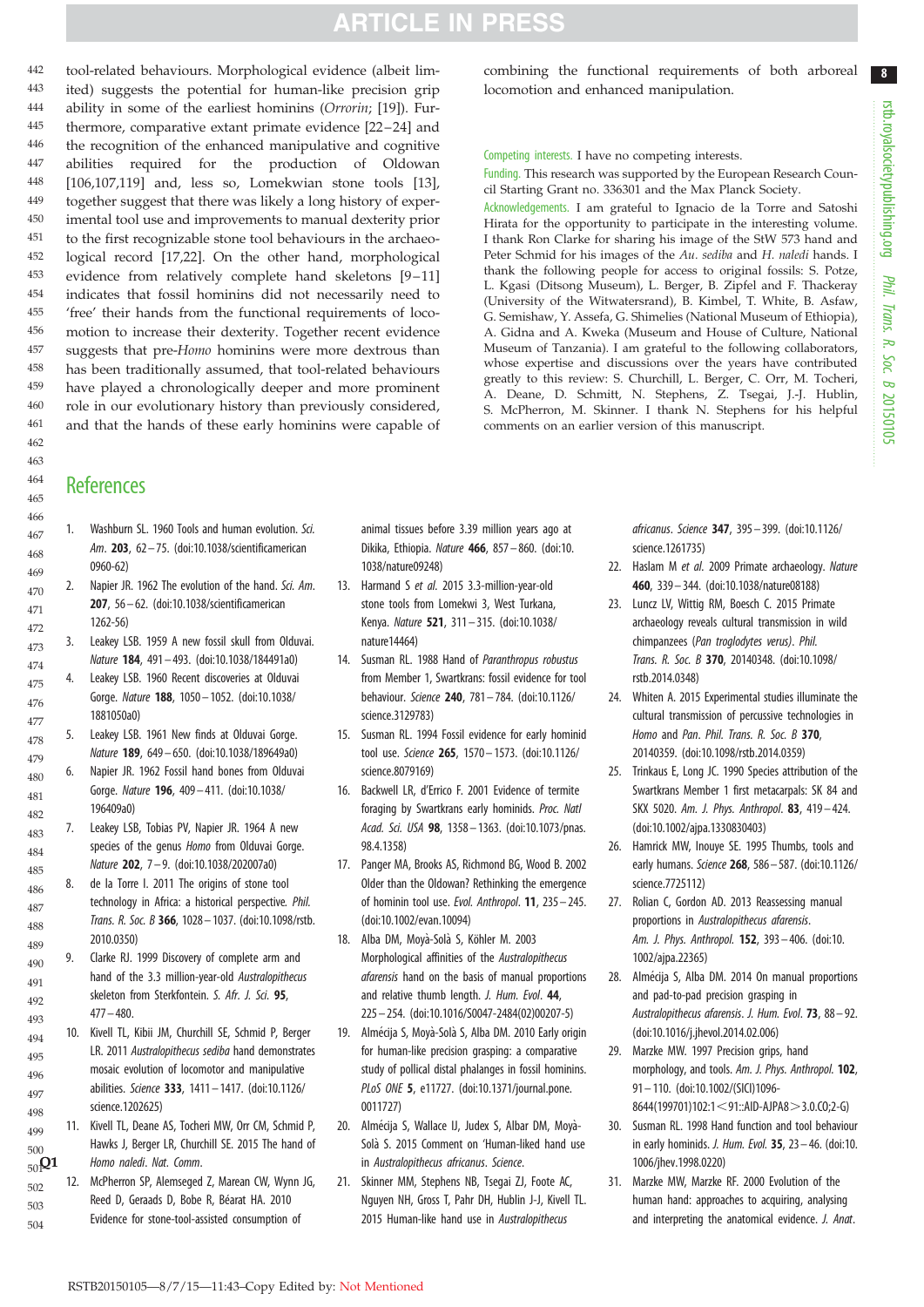tool-related behaviours. Morphological evidence (albeit limited) suggests the potential for human-like precision grip ability in some of the earliest hominins (*Orrorin*; [19]). Furthermore, comparative extant primate evidence [22–24] and the recognition of the enhanced manipulative and cognitive abilities required for the production of Oldowan [106,107,119] and, less so, Lomekwian stone tools [13], together suggest that there was likely a long history of experimental tool use and improvements to manual dexterity prior to the first recognizable stone tool behaviours in the archaeological record [17,22]. On the other hand, morphological evidence from relatively complete hand skeletons [9–11] indicates that fossil hominins did not necessarily need to 'free' their hands from the functional requirements of locomotion to increase their dexterity. Together recent evidence suggests that pre-*Homo* hominins were more dextrous than has been traditionally assumed, that tool-related behaviours have played a chronologically deeper and more prominent role in our evolutionary history than previously considered, and that the hands of these early hominins were capable of combining the functional requirements of both arboreal locomotion and enhanced manipulation.

Competing interests. I have no competing interests.

Funding. This research was supported by the European Research Council Starting Grant no. 336301 and the Max Planck Society.

Acknowledgements. I am grateful to Ignacio de la Torre and Satoshi Hirata for the opportunity to participate in the interesting volume. I thank Ron Clarke for sharing his image of the StW 573 hand and Peter Schmid for his images of the *Au. sediba* and *H. naledi* hands. I thank the following people for access to original fossils: S. Potze, L. Kgasi (Ditsong Museum), L. Berger, B. Zipfel and F. Thackeray (University of the Witwatersrand), B. Kimbel, T. White, B. Asfaw, G. Semishaw, Y. Assefa, G. Shimelies (National Museum of Ethiopia), A. Gidna and A. Kweka (Museum and House of Culture, National Museum of Tanzania). I am grateful to the following collaborators, whose expertise and discussions over the years have contributed greatly to this review: S. Churchill, L. Berger, C. Orr, M. Tocheri, A. Deane, D. Schmitt, N. Stephens, Z. Tsegai, J.-J. Hublin, S. McPherron, M. Skinner. I thank N. Stephens for his helpful comments on an earlier version of this manuscript.

## References

1. Washburn SL. 1960 Tools and human evolution. *Sci. Am.* **203**, 62–75. (doi:10.1038/scientificamerican0960-62)
2. Napier JR. 1962 The evolution of the hand. *Sci. Am.* **207**, 56–62. (doi:10.1038/scientificamerican1262-56)
3. Leakey LSB. 1959 A new fossil skull from Olduvai. *Nature* **184**, 491–493. (doi:10.1038/184491a0)
4. Leakey LSB. 1960 Recent discoveries at Olduvai Gorge. *Nature* **188**, 1050–1052. (doi:10.1038/1881050a0)
5. Leakey LSB. 1961 New finds at Olduvai Gorge. *Nature* **189**, 649–650. (doi:10.1038/189649a0)
6. Napier JR. 1962 Fossil hand bones from Olduvai Gorge. *Nature* **196**, 409–411. (doi:10.1038/196409a0)
7. Leakey LSB, Tobias PV, Napier JR. 1964 A new species of the genus *Homo* from Olduvai Gorge. *Nature* **202**, 7–9. (doi:10.1038/202007a0)
8. de la Torre I. 2011 The origins of stone tool technology in Africa: a historical perspective. *Phil. Trans. R. Soc. B* **366**, 1028–1037. (doi:10.1098/rstb.2010.0350)
9. Clarke RJ. 1999 Discovery of complete arm and hand of the 3.3 million-year-old *Australopithecus* skeleton from Sterkfontein. *S. Afr. J. Sci.* **95**, 477–480.
10. Kivell TL, Kibii JM, Churchill SE, Schmid P, Berger LR. 2011 *Australopithecus sediba* hand demonstrates mosaic evolution of locomotor and manipulative abilities. *Science* **333**, 1411–1417. (doi:10.1126/science.1202625)
11. Kivell TL, Deane AS, Tocheri MW, Orr CM, Schmid P, Hawks J, Berger LR, Churchill SE. 2015 The hand of *Homo naledi*. *Nat. Comm.*
12. McPherron SP, Alemseged Z, Marean CW, Wynn JG, Reed D, Geraads D, Bobe R, Béarat HA. 2010 Evidence for stone-tool-assisted consumption of animal tissues before 3.39 million years ago at Dikika, Ethiopia. *Nature* **466**, 857–860. (doi:10.1038/nature09248)
13. Harmand S *et al.* 2015 3.3-million-year-old stone tools from Lomekwi 3, West Turkana, Kenya. *Nature* **521**, 311–315. (doi:10.1038/nature14464)
14. Susman RL. 1988 Hand of *Paranthropus robustus* from Member 1, Swartkrans: fossil evidence for tool behaviour. *Science* **240**, 781–784. (doi:10.1126/science.3129783)
15. Susman RL. 1994 Fossil evidence for early hominid tool use. *Science* **265**, 1570–1573. (doi:10.1126/science.8079169)
16. Backwell LR, d'Errico F. 2001 Evidence of termite foraging by Swartkrans early hominids. *Proc. Natl Acad. Sci. USA* **98**, 1358–1363. (doi:10.1073/pnas.98.4.1358)
17. Panger MA, Brooks AS, Richmond BG, Wood B. 2002 Older than the Oldowan? Rethinking the emergence of hominin tool use. *Evol. Anthropol.* **11**, 235–245. (doi:10.1002/evan.10094)
18. Alba DM, Moyà-Solà S, Köhler M. 2003 Morphological affinities of the *Australopithecus afarensis* hand on the basis of manual proportions and relative thumb length. *J. Hum. Evol.* **44**, 225–254. (doi:10.1016/S0047-2484(02)00207-5)
19. Almécija S, Moyà-Solà S, Alba DM. 2010 Early origin for human-like precision grasping: a comparative study of pollical distal phalanges in fossil hominins. *PLoS ONE* **5**, e11727. (doi:10.1371/journal.pone.0011727)
20. Almécija S, Wallace IJ, Judex S, Albar DM, Moyà-Solà S. 2015 Comment on 'Human-liked hand use in *Australopithecus africanus*. *Science*.
21. Skinner MM, Stephens NB, Tsegai ZJ, Foote AC, Nguyen NH, Gross T, Pahr DH, Hublin J-J, Kivell TL. 2015 Human-like hand use in *Australopithecus africanus*. *Science* **347**, 395–399. (doi:10.1126/science.1261735)
22. Haslam M *et al.* 2009 Primate archaeology. *Nature* **460**, 339–344. (doi:10.1038/nature08188)
23. Luncz LV, Wittig RM, Boesch C. 2015 Primate archaeology reveals cultural transmission in wild chimpanzees (*Pan troglodytes verus*). *Phil. Trans. R. Soc. B* **370**, 20140348. (doi:10.1098/rstb.2014.0348)
24. Whiten A. 2015 Experimental studies illuminate the cultural transmission of percussive technologies in *Homo* and *Pan*. *Phil. Trans. R. Soc. B* **370**, 20140359. (doi:10.1098/rstb.2014.0359)
25. Trinkaus E, Long JC. 1990 Species attribution of the Swartkrans Member 1 first metacarpals: SK 84 and SKX 5020. *Am. J. Phys. Anthropol.* **83**, 419–424. (doi:10.1002/ajpa.1330830403)
26. Hamrick MW, Inouye SE. 1995 Thumbs, tools and early humans. *Science* **268**, 586–587. (doi:10.1126/science.7725112)
27. Rolian C, Gordon AD. 2013 Reassessing manual proportions in *Australopithecus afarensis*. *Am. J. Phys. Anthropol.* **152**, 393–406. (doi:10.1002/ajpa.22365)
28. Almécija S, Alba DM. 2014 On manual proportions and pad-to-pad precision grasping in *Australopithecus afarensis*. *J. Hum. Evol.* **73**, 88–92. (doi:10.1016/j.jhevol.2014.02.006)
29. Marzke MW. 1997 Precision grips, hand morphology, and tools. *Am. J. Phys. Anthropol.* **102**, 91–110. (doi:10.1002/(SICI)1096-8644(199701)102:1<91::AID-AJPA8>3.0.CO;2-G)
30. Susman RL. 1998 Hand function and tool behaviour in early hominids. *J. Hum. Evol.* **35**, 23–46. (doi:10.1006/jhev.1998.0220)
31. Marzke MW, Marzke RF. 2000 Evolution of the human hand: approaches to acquiring, analysing and interpreting the anatomical evidence. *J. Anat.*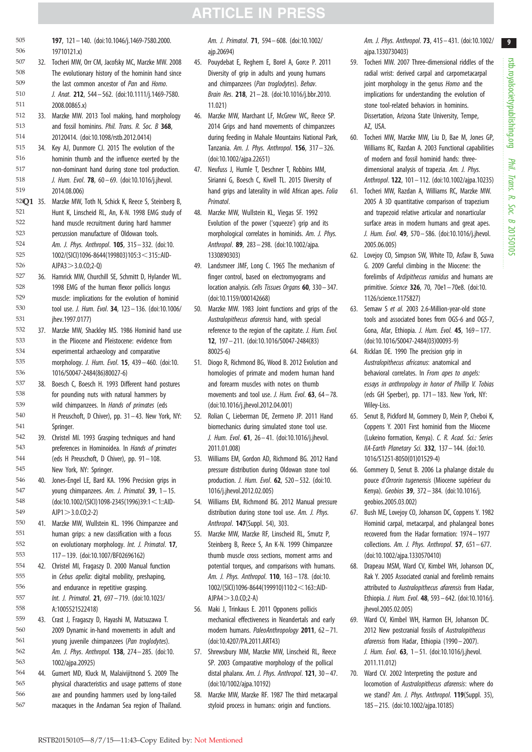197, 121–140. (doi:10.1046/j.1469-7580.2000.19710121.x)

32. Tocheri MW, Orr CM, Jacofsky MC, Marzke MW. 2008 The evolutionary history of the hominin hand since the last common ancestor of *Pan* and *Homo*. *J. Anat*. **212**, 544–562. (doi:10.1111/j.1469-7580.2008.00865.x)
33. Marzke MW. 2013 Tool making, hand morphology and fossil hominins. *Phil. Trans. R. Soc. B* **368**, 20120414. (doi:10.1098/rstb.2012.0414)
34. Key AJ, Dunmore CJ. 2015 The evolution of the hominin thumb and the influence exerted by the non-dominant hand during stone tool production. *J. Hum. Evol*. **78**, 60–69. (doi:10.1016/j.jhevol.2014.08.006)
35. Marzke MW, Toth N, Schick K, Reece S, Steinberg B, Hunt K, Linscheid RL, An, K-N. 1998 EMG study of hand muscle recruitment during hard hammer percussion manufacture of Oldowan tools. *Am. J. Phys. Anthropol*. **105**, 315–332. (doi:10.1002/(SICI)1096-8644(199803)105:3<315::AID-AJPA3>3.0.CO;2-Q)
36. Hamrick MW, Churchill SE, Schmitt D, Hylander WL. 1998 EMG of the human flexor pollicis longus muscle: implications for the evolution of hominid tool use. *J. Hum. Evol*. **34**, 123–136. (doi:10.1006/jhev.1997.0177)
37. Marzke MW, Shackley MS. 1986 Hominid hand use in the Pliocene and Pleistocene: evidence from experimental archaeology and comparative morphology. *J. Hum. Evol*. **15**, 439–460. (doi:10.1016/S0047-2484(86)80027-6)
38. Boesch C, Boesch H. 1993 Different hand postures for pounding nuts with natural hammers by wild chimpanzees. In *Hands of primates* (eds H Preuschoft, D Chiver), pp. 31–43. New York, NY: Springer.
39. Christel MI. 1993 Grasping techniques and hand preferences in Hominoidea. In *Hands of primates* (eds H Preuschoft, D Chiver), pp. 91–108. New York, NY: Springer.
40. Jones-Engel LE, Bard KA. 1996 Precision grips in young chimpanzees. *Am. J. Primatol*. **39**, 1–15. (doi:10.1002/(SICI)1098-2345(1996)39:1<1::AID-AJP1>3.0.CO;2-2)
41. Marzke MW, Wullstein KL. 1996 Chimpanzee and human grips: a new classification with a focus on evolutionary morphology. *Int. J. Primatol*. **17**, 117–139. (doi:10.1007/BF02696162)
42. Christel MI, Fragaszy D. 2000 Manual function in *Cebus apella*: digital mobility, preshaping, and endurance in repetitive grasping. *Int. J. Primatol*. **21**, 697–719. (doi:10.1023/A:1005521522418)
43. Crast J, Fragaszy D, Hayashi M, Matsuzawa T. 2009 Dynamic in-hand movements in adult and young juvenile chimpanzees (*Pan troglodytes*). *Am. J. Phys. Anthropol*. **138**, 274–285. (doi:10.1002/ajpa.20925)
44. Gumert MD, Kluck M, Malaivijitnond S. 2009 The physical characteristics and usage patterns of stone axe and pounding hammers used by long-tailed macaques in the Andaman Sea region of Thailand. *Am. J. Primatol*. **71**, 594–608. (doi:10.1002/ajp.20694)
45. Pouydebat E, Reghem E, Borel A, Gorce P. 2011 Diversity of grip in adults and young humans and chimpanzees (*Pan troglodytes*). *Behav. Brain Res*. **218**, 21–28. (doi:10.1016/j.bbr.2010.11.021)
46. Marzke MW, Marchant LF, McGrew WC, Reece SP. 2014 Grips and hand movements of chimpanzees during feeding in Mahale Mountains National Park, Tanzania. *Am. J. Phys. Anthropol*. **156**, 317–326. (doi:10.1002/ajpa.22651)
47. Neufuss J, Humle T, Deschner T, Robbins MM, Sirianni G, Boesch C, Kivell TL. 2015 Diversity of hand grips and laterality in wild African apes. *Folia Primatol*.
48. Marzke MW, Wullstein KL, Viegas SF. 1992 Evolution of the power ('squeeze') grip and its morphological correlates in hominids. *Am. J. Phys. Anthropol*. **89**, 283–298. (doi:10.1002/ajpa.1330890303)
49. Landsmeer JMF, Long C. 1965 The mechanism of finger control, based on electromyograms and location analysis. *Cells Tissues Organs* **60**, 330–347. (doi:10.1159/000142668)
50. Marzke MW. 1983 Joint functions and grips of the *Australopithecus afarensis* hand, with special reference to the region of the capitate. *J. Hum. Evol*. **12**, 197–211. (doi:10.1016/S0047-2484(83)80025-6)
51. Diogo R, Richmond BG, Wood B. 2012 Evolution and homologies of primate and modern human hand and forearm muscles with notes on thumb movements and tool use. *J. Hum. Evol*. **63**, 64–78. (doi:10.1016/j.jhevol.2012.04.001)
52. Rolian C, Lieberman DE, Zermeno JP. 2011 Hand biomechanics during simulated stone tool use. *J. Hum. Evol*. **61**, 26–41. (doi:10.1016/j.jhevol.2011.01.008)
53. Williams EM, Gordon AD, Richmond BG. 2012 Hand pressure distribution during Oldowan stone tool production. *J. Hum. Evol*. **62**, 520–532. (doi:10.1016/j.jhevol.2012.02.005)
54. Williams EM, Richmond BG. 2012 Manual pressure distribution during stone tool use. *Am. J. Phys. Anthropol*. **147**(Suppl. 54), 303.
55. Marzke MW, Marzke RF, Linscheid RL, Smutz P, Steinberg B, Reece S, An K-N. 1999 Chimpanzee thumb muscle cross sections, moment arms and potential torques, and comparisons with humans. *Am. J. Phys. Anthropol*. **110**, 163–178. (doi:10.1002/(SICI)1096-8644(199910)110:2<163::AID-AJPA4>3.0.CO;2-A)
56. Maki J, Trinkaus E. 2011 Opponens pollicis mechanical effectiveness in Neandertals and early modern humans. *PaleoAnthropology* **2011**, 62–71. (doi:10.4207/PA.2011.ART43)
57. Shrewsbury MM, Marzke MW, Linscheid RL, Reece SP. 2003 Comparative morphology of the pollical distal phalanx. *Am. J. Phys. Anthropol*. **121**, 30–47. (doi:10/1002/ajpa.10192)
58. Marzke MW, Marzke RF. 1987 The third metacarpal styloid process in humans: origin and functions. *Am. J. Phys. Anthropol*. **73**, 415–431. (doi:10.1002/ajpa.1330730403)
59. Tocheri MW. 2007 Three-dimensional riddles of the radial wrist: derived carpal and carpometacarpal joint morphology in the genus *Homo* and the implications for understanding the evolution of stone tool-related behaviors in hominins. Dissertation, Arizona State University, Tempe, AZ, USA.
60. Tocheri MW, Marzke MW, Liu D, Bae M, Jones GP, Williams RC, Razdan A. 2003 Functional capabilities of modern and fossil hominid hands: three-dimensional analysis of trapezia. *Am. J. Phys. Anthropol*. **122**, 101–112. (doi:10.1002/ajpa.10235)
61. Tocheri MW, Razdan A, Williams RC, Marzke MW. 2005 A 3D quantitative comparison of trapezium and trapezoid relative articular and nonarticular surface areas in modern humans and great apes. *J. Hum. Evol*. **49**, 570–586. (doi:10.1016/j.jhevol.2005.06.005)
62. Lovejoy CO, Simpson SW, White TD, Asfaw B, Suwa G. 2009 Careful climbing in the Miocene: the forelimbs of *Ardipithecus ramidus* and humans are primitive. *Science* **326**, 70, 70e1–70e8. (doi:10.1126/science.1175827)
63. Semaw S *et al.* 2003 2.6-Million-year-old stone tools and associated bones from OGS-6 and OGS-7, Gona, Afar, Ethiopia. *J. Hum. Evol*. **45**, 169–177. (doi:10.1016/S0047-2484(03)00093-9)
64. Ricklan DE. 1990 The precision grip in *Australopithecus africanus*: anatomical and behavioral correlates. In *From apes to angels: essays in anthropology in honor of Phillip V. Tobias* (eds GH Sperber), pp. 171–183. New York, NY: Wiley-Liss.
65. Senut B, Pickford M, Gommery D, Mein P, Cheboi K, Coppens Y. 2001 First hominid from the Miocene (Lukeino formation, Kenya). *C. R. Acad. Sci.: Series IIA-Earth Planetary Sci*. **332**, 137–144. (doi:10.1016/S1251-8050(01)01529-4)
66. Gommery D, Senut B. 2006 La phalange distale du pouce d'*Orrorin tugenensis* (Miocene supérieur du Kenya). *Geobios* **39**, 372–384. (doi:10.1016/j.geobios.2005.03.002)
67. Bush ME, Lovejoy CO, Johanson DC, Coppens Y. 1982 Hominid carpal, metacarpal, and phalangeal bones recovered from the Hadar formation: 1974–1977 collections. *Am. J. Phys. Anthropol*. **57**, 651–677. (doi:10.1002/ajpa.1330570410)
68. Drapeau MSM, Ward CV, Kimbel WH, Johanson DC, Rak Y. 2005 Associated cranial and forelimb remains attributed to *Australopithecus afarensis* from Hadar, Ethiopia. *J. Hum. Evol*. **48**, 593–642. (doi:10.1016/j.jhevol.2005.02.005)
69. Ward CV, Kimbel WH, Harmon EH, Johanson DC. 2012 New postcranial fossils of *Australopithecus afarensis* from Hadar, Ethiopia (1990–2007). *J. Hum. Evol*. **63**, 1–51. (doi:10.1016/j.jhevol.2011.11.012)
70. Ward CV. 2002 Interpreting the posture and locomotion of *Australopithecus afarensis*: where do we stand? *Am. J. Phys. Anthropol*. **119**(Suppl. 35), 185–215. (doi:10.1002/ajpa.10185)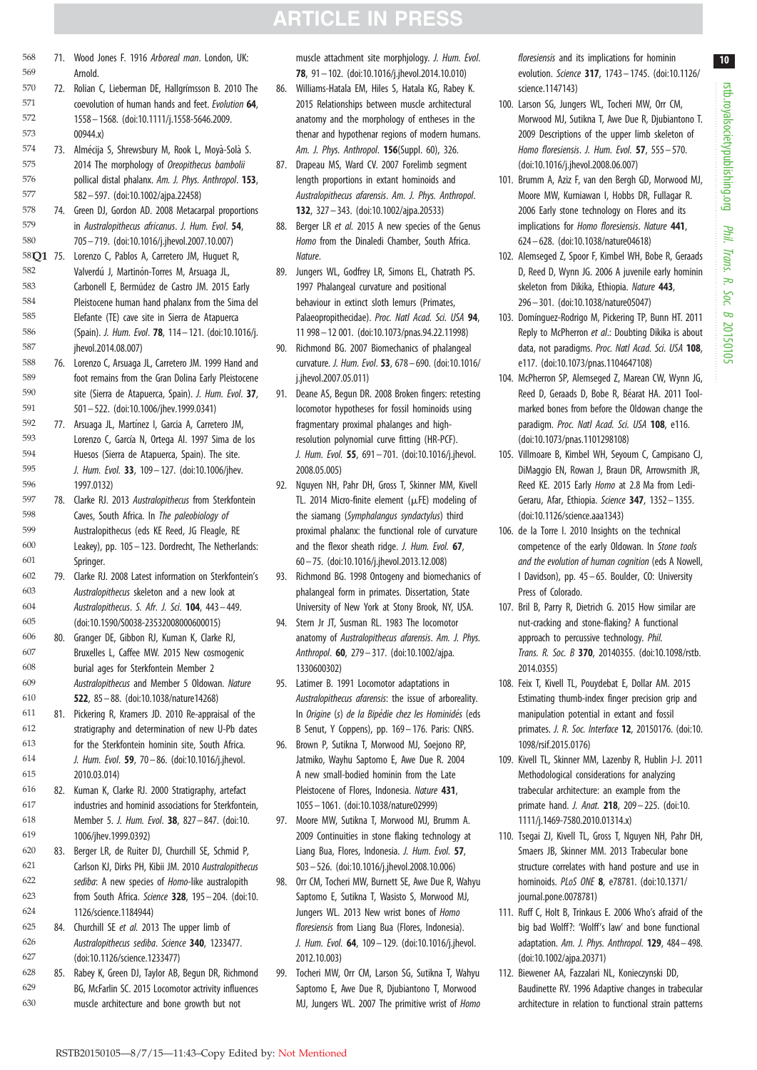71. Wood Jones F. 1916 *Arboreal man*. London, UK: Arnold.
72. Rolian C, Lieberman DE, Hallgrímsson B. 2010 The coevolution of human hands and feet. *Evolution* **64**, 1558–1568. (doi:10.1111/j.1558-5646.2009.00944.x)
73. Almécija S, Shrewsbury M, Rook L, Moyà-Solà S. 2014 The morphology of *Oreopithecus bambolii* pollical distal phalanx. *Am. J. Phys. Anthropol.* **153**, 582–597. (doi:10.1002/ajpa.22458)
74. Green DJ, Gordon AD. 2008 Metacarpal proportions in *Australopithecus africanus*. *J. Hum. Evol.* **54**, 705–719. (doi:10.1016/j.jhevol.2007.10.007)
75. Lorenzo C, Pablos A, Carretero JM, Huguet R, Valverdú J, Martinón-Torres M, Arsuaga JL, Carbonell E, Bermúdez de Castro JM. 2015 Early Pleistocene human hand phalanx from the Sima del Elefante (TE) cave site in Sierra de Atapuerca (Spain). *J. Hum. Evol.* **78**, 114–121. (doi:10.1016/j.jhevol.2014.08.007)
76. Lorenzo C, Arsuaga JL, Carretero JM. 1999 Hand and foot remains from the Gran Dolina Early Pleistocene site (Sierra de Atapuerca, Spain). *J. Hum. Evol.* **37**, 501–522. (doi:10.1006/jhev.1999.0341)
77. Arsuaga JL, Martínez I, Garcia A, Carretero JM, Lorenzo C, García N, Ortega AI. 1997 Sima de los Huesos (Sierra de Atapuerca, Spain). The site. *J. Hum. Evol.* **33**, 109–127. (doi:10.1006/jhev.1997.0132)
78. Clarke RJ. 2013 *Australopithecus* from Sterkfontein Caves, South Africa. In *The paleobiology of* Australopithecus (eds KE Reed, JG Fleagle, RE Leakey), pp. 105–123. Dordrecht, The Netherlands: Springer.
79. Clarke RJ. 2008 Latest information on Sterkfontein's *Australopithecus* skeleton and a new look at *Australopithecus*. *S. Afr. J. Sci.* **104**, 443–449. (doi:10.1590/S0038-23532008000600015)
80. Granger DE, Gibbon RJ, Kuman K, Clarke RJ, Bruxelles L, Caffee MW. 2015 New cosmogenic burial ages for Sterkfontein Member 2 *Australopithecus* and Member 5 Oldowan. *Nature* **522**, 85–88. (doi:10.1038/nature14268)
81. Pickering R, Kramers JD. 2010 Re-appraisal of the stratigraphy and determination of new U-Pb dates for the Sterkfontein hominin site, South Africa. *J. Hum. Evol.* **59**, 70–86. (doi:10.1016/j.jhevol.2010.03.014)
82. Kuman K, Clarke RJ. 2000 Stratigraphy, artefact industries and hominid associations for Sterkfontein, Member 5. *J. Hum. Evol.* **38**, 827–847. (doi:10.1006/jhev.1999.0392)
83. Berger LR, de Ruiter DJ, Churchill SE, Schmid P, Carlson KJ, Dirks PH, Kibii JM. 2010 *Australopithecus sediba*: A new species of *Homo*-like australopith from South Africa. *Science* **328**, 195–204. (doi:10.1126/science.1184944)
84. Churchill SE *et al.* 2013 The upper limb of *Australopithecus sediba*. *Science* **340**, 1233477. (doi:10.1126/science.1233477)
85. Rabey K, Green DJ, Taylor AB, Begun DR, Richmond BG, McFarlin SC. 2015 Locomotor activity influences muscle architecture and bone growth but not muscle attachment site morphjology. *J. Hum. Evol.* **78**, 91–102. (doi:10.1016/j.jhevol.2014.10.010)
86. Williams-Hatala EM, Hiles S, Hatala KG, Rabey K. 2015 Relationships between muscle architectural anatomy and the morphology of entheses in the thenar and hypothenar regions of modern humans. *Am. J. Phys. Anthropol.* **156**(Suppl. 60), 326.
87. Drapeau MS, Ward CV. 2007 Forelimb segment length proportions in extant hominoids and *Australopithecus afarensis*. *Am. J. Phys. Anthropol.* **132**, 327–343. (doi:10.1002/ajpa.20533)
88. Berger LR *et al.* 2015 A new species of the Genus *Homo* from the Dinaledi Chamber, South Africa. *Nature*.
89. Jungers WL, Godfrey LR, Simons EL, Chatrath PS. 1997 Phalangeal curvature and positional behaviour in extinct sloth lemurs (Primates, Palaeopropithecidae). *Proc. Natl Acad. Sci. USA* **94**, 11 998–12 001. (doi:10.1073/pnas.94.22.11998)
90. Richmond BG. 2007 Biomechanics of phalangeal curvature. *J. Hum. Evol.* **53**, 678–690. (doi:10.1016/j.jhevol.2007.05.011)
91. Deane AS, Begun DR. 2008 Broken fingers: retesting locomotor hypotheses for fossil hominoids using fragmentary proximal phalanges and high-resolution polynomial curve fitting (HR-PCF). *J. Hum. Evol.* **55**, 691–701. (doi:10.1016/j.jhevol.2008.05.005)
92. Nguyen NH, Pahr DH, Gross T, Skinner MM, Kivell TL. 2014 Micro-finite element (μFE) modeling of the siamang (*Symphalangus syndactylus*) third proximal phalanx: the functional role of curvature and the flexor sheath ridge. *J. Hum. Evol.* **67**, 60–75. (doi:10.1016/j.jhevol.2013.12.008)
93. Richmond BG. 1998 Ontogeny and biomechanics of phalangeal form in primates. Dissertation, State University of New York at Stony Brook, NY, USA.
94. Stern Jr JT, Susman RL. 1983 The locomotor anatomy of *Australopithecus afarensis*. *Am. J. Phys. Anthropol.* **60**, 279–317. (doi:10.1002/ajpa.1330600302)
95. Latimer B. 1991 Locomotor adaptations in *Australopithecus afarensis*: the issue of arboreality. In *Origine* (*s*) *de la Bipédie chez les Hominidés* (eds B Senut, Y Coppens), pp. 169–176. Paris: CNRS.
96. Brown P, Sutikna T, Morwood MJ, Soejono RP, Jatmiko, Wayhu Saptomo E, Awe Due R. 2004 A new small-bodied hominin from the Late Pleistocene of Flores, Indonesia. *Nature* **431**, 1055–1061. (doi:10.1038/nature02999)
97. Moore MW, Sutikna T, Morwood MJ, Brumm A. 2009 Continuities in stone flaking technology at Liang Bua, Flores, Indonesia. *J. Hum. Evol.* **57**, 503–526. (doi:10.1016/j.jhevol.2008.10.006)
98. Orr CM, Tocheri MW, Burnett SE, Awe Due R, Wahyu Saptomo E, Sutikna T, Wasisto S, Morwood MJ, Jungers WL. 2013 New wrist bones of *Homo floresiensis* from Liang Bua (Flores, Indonesia). *J. Hum. Evol.* **64**, 109–129. (doi:10.1016/j.jhevol.2012.10.003)
99. Tocheri MW, Orr CM, Larson SG, Sutikna T, Wahyu Saptomo E, Awe Due R, Djubiantono T, Morwood MJ, Jungers WL. 2007 The primitive wrist of *Homo floresiensis* and its implications for hominin evolution. *Science* **317**, 1743–1745. (doi:10.1126/science.1147143)
100. Larson SG, Jungers WL, Tocheri MW, Orr CM, Morwood MJ, Sutikna T, Awe Due R, Djubiantono T. 2009 Descriptions of the upper limb skeleton of *Homo floresiensis*. *J. Hum. Evol.* **57**, 555–570. (doi:10.1016/j.jhevol.2008.06.007)
101. Brumm A, Aziz F, van den Bergh GD, Morwood MJ, Moore MW, Kurniawan I, Hobbs DR, Fullagar R. 2006 Early stone technology on Flores and its implications for *Homo floresiensis*. *Nature* **441**, 624–628. (doi:10.1038/nature04618)
102. Alemseged Z, Spoor F, Kimbel WH, Bobe R, Geraads D, Reed D, Wynn JG. 2006 A juvenile early hominin skeleton from Dikika, Ethiopia. *Nature* **443**, 296–301. (doi:10.1038/nature05047)
103. Domínguez-Rodrigo M, Pickering TP, Bunn HT. 2011 Reply to McPherron *et al.*: Doubting Dikika is about data, not paradigms. *Proc. Natl Acad. Sci. USA* **108**, e117. (doi:10.1073/pnas.1104647108)
104. McPherron SP, Alemseged Z, Marean CW, Wynn JG, Reed D, Geraads D, Bobe R, Béarat HA. 2011 Tool-marked bones from before the Oldowan change the paradigm. *Proc. Natl Acad. Sci. USA* **108**, e116. (doi:10.1073/pnas.1101298108)
105. Villmoare B, Kimbel WH, Seyoum C, Campisano CJ, DiMaggio EN, Rowan J, Braun DR, Arrowsmith JR, Reed KE. 2015 Early *Homo* at 2.8 Ma from Ledi-Geraru, Afar, Ethiopia. *Science* **347**, 1352–1355. (doi:10.1126/science.aaa1343)
106. de la Torre I. 2010 Insights on the technical competence of the early Oldowan. In *Stone tools and the evolution of human cognition* (eds A Nowell, I Davidson), pp. 45–65. Boulder, CO: University Press of Colorado.
107. Bril B, Parry R, Dietrich G. 2015 How similar are nut-cracking and stone-flaking? A functional approach to percussive technology. *Phil. Trans. R. Soc. B* **370**, 20140355. (doi:10.1098/rstb.2014.0355)
108. Feix T, Kivell TL, Pouydebat E, Dollar AM. 2015 Estimating thumb-index finger precision grip and manipulation potential in extant and fossil primates. *J. R. Soc. Interface* **12**, 20150176. (doi:10.1098/rsif.2015.0176)
109. Kivell TL, Skinner MM, Lazenby R, Hublin J-J. 2011 Methodological considerations for analyzing trabecular architecture: an example from the primate hand. *J. Anat.* **218**, 209–225. (doi:10.1111/j.1469-7580.2010.01314.x)
110. Tsegai ZJ, Kivell TL, Gross T, Nguyen NH, Pahr DH, Smaers JB, Skinner MM. 2013 Trabecular bone structure correlates with hand posture and use in hominoids. *PLoS ONE* **8**, e78781. (doi:10.1371/journal.pone.0078781)
111. Ruff C, Holt B, Trinkaus E. 2006 Who's afraid of the big bad Wolff?: 'Wolff's law' and bone functional adaptation. *Am. J. Phys. Anthropol.* **129**, 484–498. (doi:10.1002/ajpa.20371)
112. Biewener AA, Fazzalari NL, Konieczynski DD, Baudinette RV. 1996 Adaptive changes in trabecular architecture in relation to functional strain patterns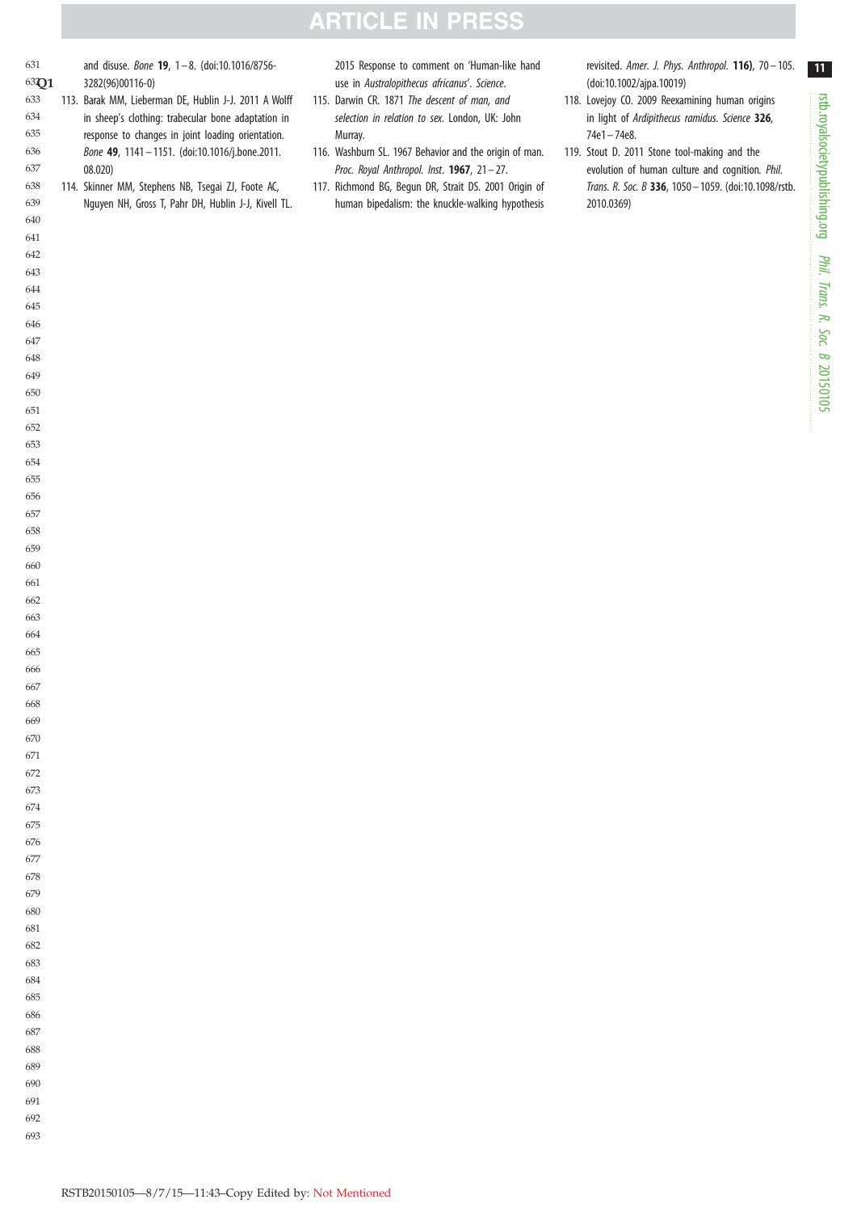and disuse. *Bone* **19**, 1–8. (doi:10.1016/8756-3282(96)00116-0)

113. Barak MM, Lieberman DE, Hublin J-J. 2011 A Wolff in sheep's clothing: trabecular bone adaptation in response to changes in joint loading orientation. *Bone* **49**, 1141–1151. (doi:10.1016/j.bone.2011.08.020)
114. Skinner MM, Stephens NB, Tsegai ZJ, Foote AC, Nguyen NH, Gross T, Pahr DH, Hublin J-J, Kivell TL. 2015 Response to comment on 'Human-like hand use in *Australopithecus africanus*'. *Science*.
115. Darwin CR. 1871 *The descent of man, and selection in relation to sex.* London, UK: John Murray.
116. Washburn SL. 1967 Behavior and the origin of man. *Proc. Royal Anthropol. Inst.* **1967**, 21–27.
117. Richmond BG, Begun DR, Strait DS. 2001 Origin of human bipedalism: the knuckle-walking hypothesis revisited. *Amer. J. Phys. Anthropol.* **116)**, 70–105. (doi:10.1002/ajpa.10019)
118. Lovejoy CO. 2009 Reexamining human origins in light of *Ardipithecus ramidus*. *Science* **326**, 74e1–74e8.
119. Stout D. 2011 Stone tool-making and the evolution of human culture and cognition. *Phil. Trans. R. Soc. B* **336**, 1050–1059. (doi:10.1098/rstb.2010.0369)